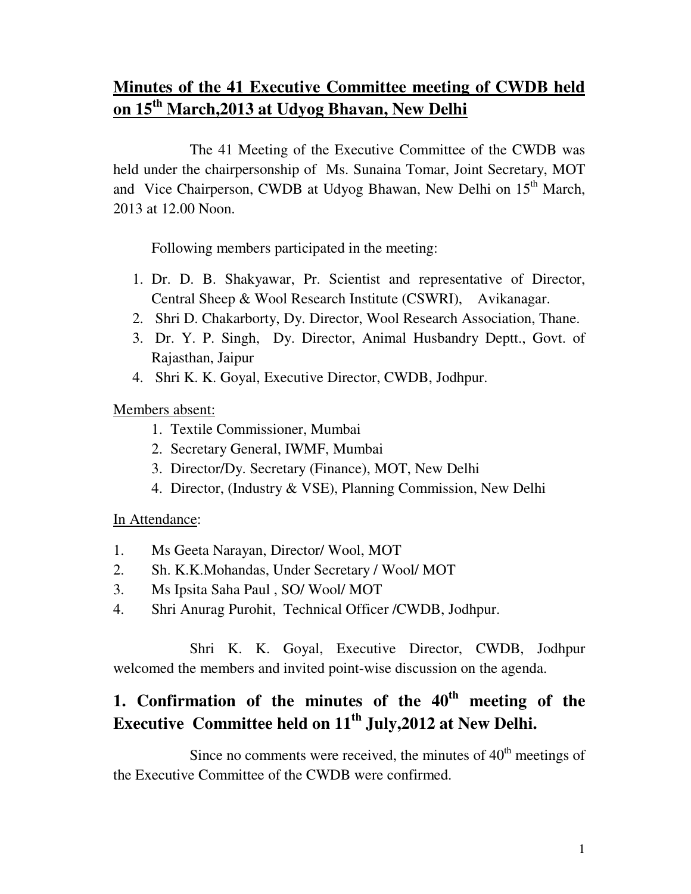# Minutes of the 41 Executive Committee meeting of CWDB held on 15th March,2013 at Udyog Bhavan, New Delhi

The 41 Meeting of the Executive Committee of the CWDB was held under the chairpersonship of Ms. Sunaina Tomar, Joint Secretary, MOT and Vice Chairperson, CWDB at Udyog Bhawan, New Delhi on 15th March, 2013 at 12.00 Noon.

Following members participated in the meeting:

1. Dr. D. B. Shakyawar, Pr. Scientist and representative of Director, Central Sheep & Wool Research Institute (CSWRI), Avikanagar.
2. Shri D. Chakarborty, Dy. Director, Wool Research Association, Thane.
3. Dr. Y. P. Singh, Dy. Director, Animal Husbandry Deptt., Govt. of Rajasthan, Jaipur
4. Shri K. K. Goyal, Executive Director, CWDB, Jodhpur.

Members absent:

1. Textile Commissioner, Mumbai
2. Secretary General, IWMF, Mumbai
3. Director/Dy. Secretary (Finance), MOT, New Delhi
4. Director, (Industry & VSE), Planning Commission, New Delhi

In Attendance:

1. Ms Geeta Narayan, Director/ Wool, MOT
2. Sh. K.K.Mohandas, Under Secretary / Wool/ MOT
3. Ms Ipsita Saha Paul , SO/ Wool/ MOT
4. Shri Anurag Purohit, Technical Officer /CWDB, Jodhpur.

Shri K. K. Goyal, Executive Director, CWDB, Jodhpur welcomed the members and invited point-wise discussion on the agenda.

## 1. Confirmation of the minutes of the 40th meeting of the Executive Committee held on 11th July,2012 at New Delhi.

Since no comments were received, the minutes of 40th meetings of the Executive Committee of the CWDB were confirmed.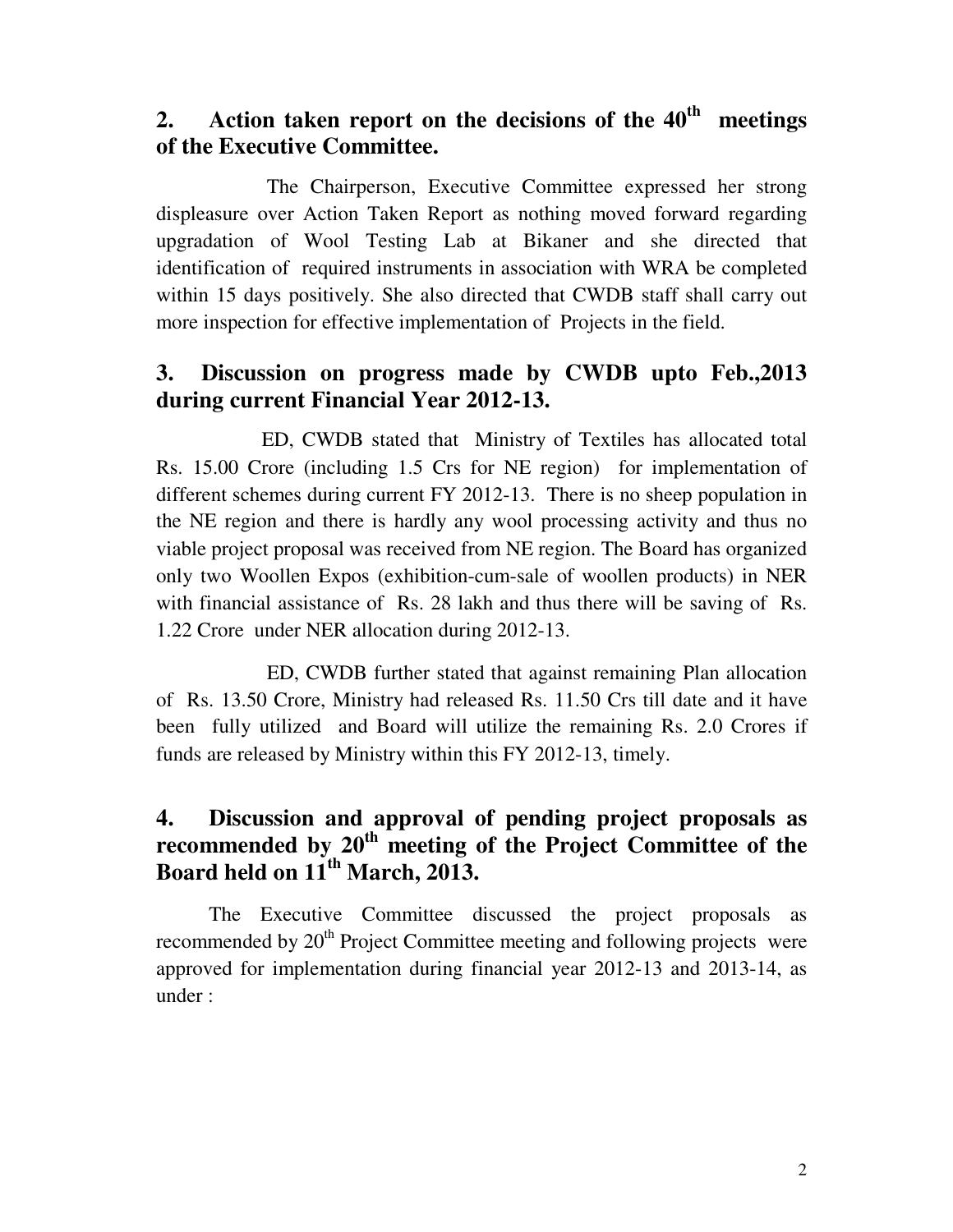## 2. Action taken report on the decisions of the 40th meetings of the Executive Committee.

The Chairperson, Executive Committee expressed her strong displeasure over Action Taken Report as nothing moved forward regarding upgradation of Wool Testing Lab at Bikaner and she directed that identification of required instruments in association with WRA be completed within 15 days positively. She also directed that CWDB staff shall carry out more inspection for effective implementation of Projects in the field.

## 3. Discussion on progress made by CWDB upto Feb.,2013 during current Financial Year 2012-13.

ED, CWDB stated that Ministry of Textiles has allocated total Rs. 15.00 Crore (including 1.5 Crs for NE region) for implementation of different schemes during current FY 2012-13. There is no sheep population in the NE region and there is hardly any wool processing activity and thus no viable project proposal was received from NE region. The Board has organized only two Woollen Expos (exhibition-cum-sale of woollen products) in NER with financial assistance of Rs. 28 lakh and thus there will be saving of Rs. 1.22 Crore under NER allocation during 2012-13.

ED, CWDB further stated that against remaining Plan allocation of Rs. 13.50 Crore, Ministry had released Rs. 11.50 Crs till date and it have been fully utilized and Board will utilize the remaining Rs. 2.0 Crores if funds are released by Ministry within this FY 2012-13, timely.

## 4. Discussion and approval of pending project proposals as recommended by 20th meeting of the Project Committee of the Board held on 11th March, 2013.

The Executive Committee discussed the project proposals as recommended by 20th Project Committee meeting and following projects were approved for implementation during financial year 2012-13 and 2013-14, as under :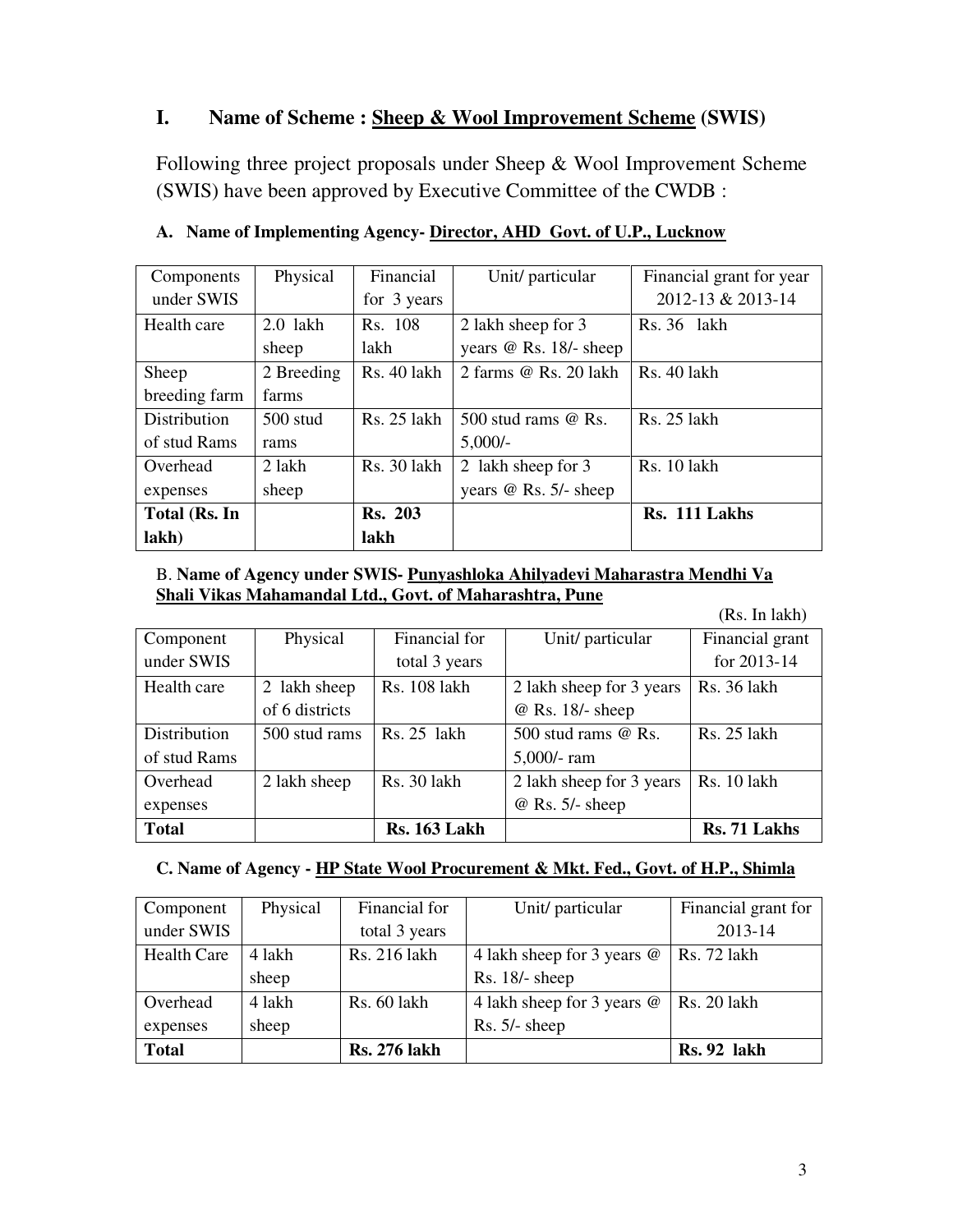# I. Name of Scheme : Sheep & Wool Improvement Scheme (SWIS)

Following three project proposals under Sheep & Wool Improvement Scheme (SWIS) have been approved by Executive Committee of the CWDB :

### A. Name of Implementing Agency- Director, AHD Govt. of U.P., Lucknow

| Components under SWIS | Physical | Financial for 3 years | Unit/ particular | Financial grant for year 2012-13 & 2013-14 |
|---|---|---|---|---|
| Health care | 2.0 lakh sheep | Rs. 108 lakh | 2 lakh sheep for 3 years @ Rs. 18/- sheep | Rs. 36 lakh |
| Sheep breeding farm | 2 Breeding farms | Rs. 40 lakh | 2 farms @ Rs. 20 lakh | Rs. 40 lakh |
| Distribution of stud Rams | 500 stud rams | Rs. 25 lakh | 500 stud rams @ Rs. 5,000/- | Rs. 25 lakh |
| Overhead expenses | 2 lakh sheep | Rs. 30 lakh | 2 lakh sheep for 3 years @ Rs. 5/- sheep | Rs. 10 lakh |
| **Total (Rs. In lakh)** | | **Rs. 203 lakh** | | **Rs. 111 Lakhs** |

### B. Name of Agency under SWIS- Punyashloka Ahilyadevi Maharastra Mendhi Va Shali Vikas Mahamandal Ltd., Govt. of Maharashtra, Pune

(Rs. In lakh)

| Component under SWIS | Physical | Financial for total 3 years | Unit/ particular | Financial grant for 2013-14 |
|---|---|---|---|---|
| Health care | 2 lakh sheep of 6 districts | Rs. 108 lakh | 2 lakh sheep for 3 years @ Rs. 18/- sheep | Rs. 36 lakh |
| Distribution of stud Rams | 500 stud rams | Rs. 25 lakh | 500 stud rams @ Rs. 5,000/- ram | Rs. 25 lakh |
| Overhead expenses | 2 lakh sheep | Rs. 30 lakh | 2 lakh sheep for 3 years @ Rs. 5/- sheep | Rs. 10 lakh |
| **Total** | | **Rs. 163 Lakh** | | **Rs. 71 Lakhs** |

### C. Name of Agency - HP State Wool Procurement & Mkt. Fed., Govt. of H.P., Shimla

| Component under SWIS | Physical | Financial for total 3 years | Unit/ particular | Financial grant for 2013-14 |
|---|---|---|---|---|
| Health Care | 4 lakh sheep | Rs. 216 lakh | 4 lakh sheep for 3 years @ Rs. 18/- sheep | Rs. 72 lakh |
| Overhead expenses | 4 lakh sheep | Rs. 60 lakh | 4 lakh sheep for 3 years @ Rs. 5/- sheep | Rs. 20 lakh |
| **Total** | | **Rs. 276 lakh** | | **Rs. 92 lakh** |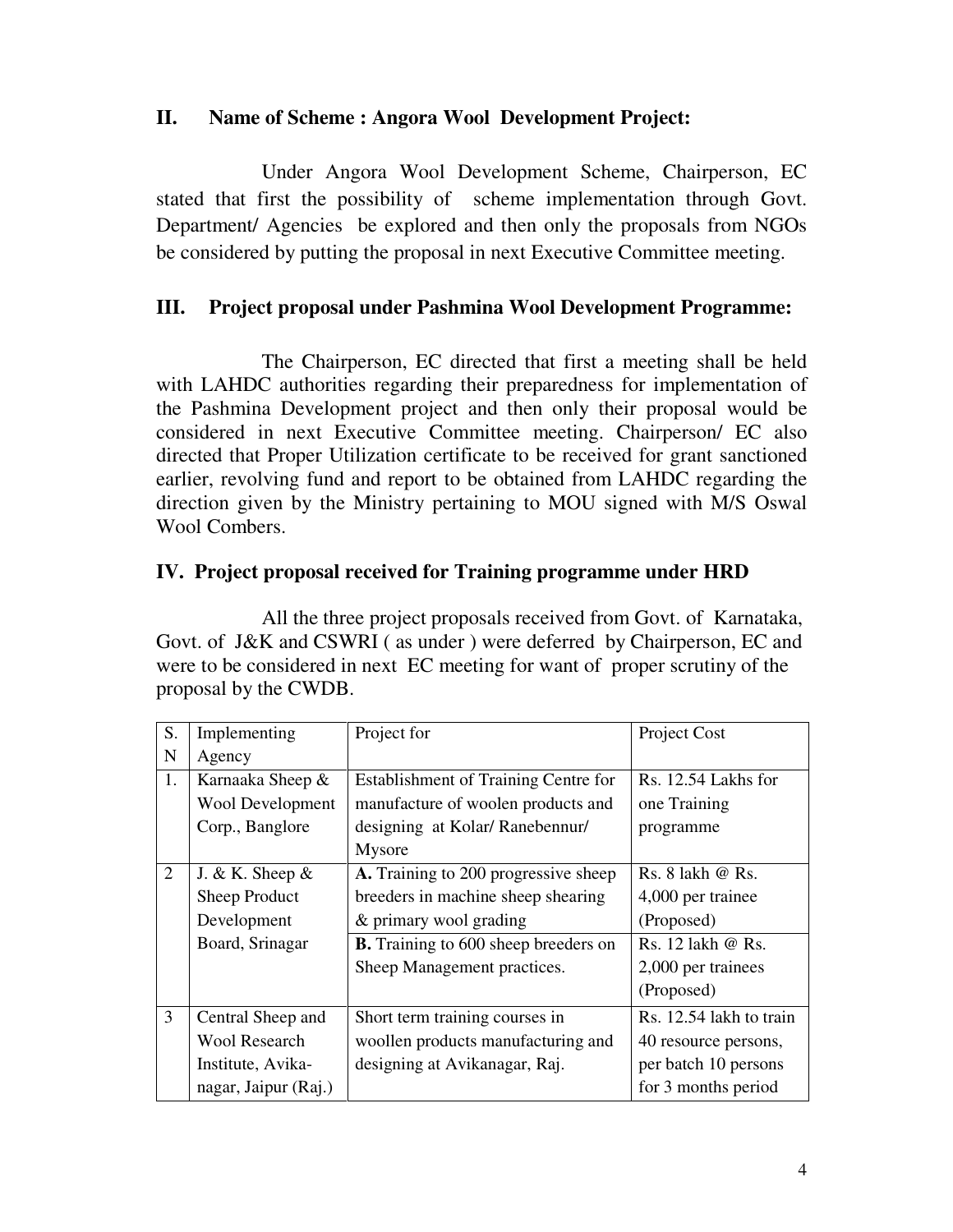## II. Name of Scheme : Angora Wool Development Project:

Under Angora Wool Development Scheme, Chairperson, EC stated that first the possibility of scheme implementation through Govt. Department/ Agencies be explored and then only the proposals from NGOs be considered by putting the proposal in next Executive Committee meeting.

## III. Project proposal under Pashmina Wool Development Programme:

The Chairperson, EC directed that first a meeting shall be held with LAHDC authorities regarding their preparedness for implementation of the Pashmina Development project and then only their proposal would be considered in next Executive Committee meeting. Chairperson/ EC also directed that Proper Utilization certificate to be received for grant sanctioned earlier, revolving fund and report to be obtained from LAHDC regarding the direction given by the Ministry pertaining to MOU signed with M/S Oswal Wool Combers.

## IV. Project proposal received for Training programme under HRD

All the three project proposals received from Govt. of Karnataka, Govt. of J&K and CSWRI ( as under ) were deferred by Chairperson, EC and were to be considered in next EC meeting for want of proper scrutiny of the proposal by the CWDB.

| S. N | Implementing Agency | Project for | Project Cost |
|---|---|---|---|
| 1. | Karnaaka Sheep & Wool Development Corp., Banglore | Establishment of Training Centre for manufacture of woolen products and designing at Kolar/ Ranebennur/ Mysore | Rs. 12.54 Lakhs for one Training programme |
| 2 | J. & K. Sheep & Sheep Product Development Board, Srinagar | **A.** Training to 200 progressive sheep breeders in machine sheep shearing & primary wool grading | Rs. 8 lakh @ Rs. 4,000 per trainee (Proposed) |
| | | **B.** Training to 600 sheep breeders on Sheep Management practices. | Rs. 12 lakh @ Rs. 2,000 per trainees (Proposed) |
| 3 | Central Sheep and Wool Research Institute, Avika-nagar, Jaipur (Raj.) | Short term training courses in woollen products manufacturing and designing at Avikanagar, Raj. | Rs. 12.54 lakh to train 40 resource persons, per batch 10 persons for 3 months period |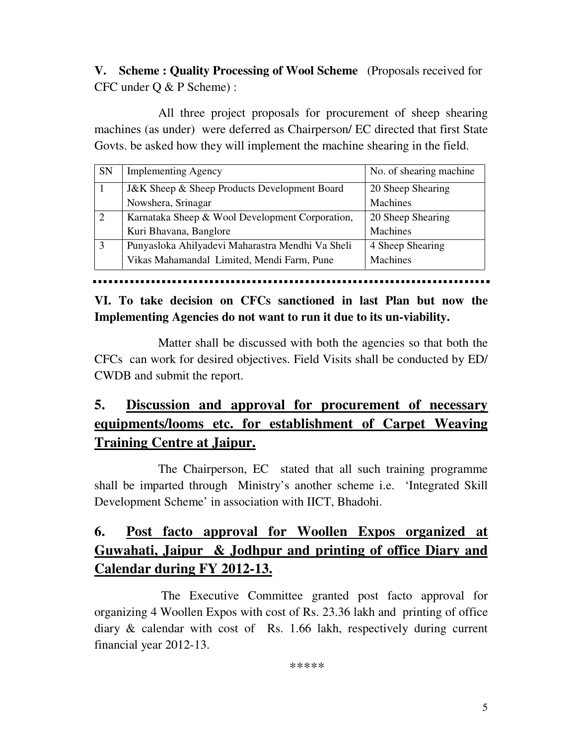**V. Scheme : Quality Processing of Wool Scheme** (Proposals received for CFC under Q & P Scheme) :

All three project proposals for procurement of sheep shearing machines (as under) were deferred as Chairperson/ EC directed that first State Govts. be asked how they will implement the machine shearing in the field.

| SN | Implementing Agency | No. of shearing machine |
|---|---|---|
| 1 | J&K Sheep & Sheep Products Development Board Nowshera, Srinagar | 20 Sheep Shearing Machines |
| 2 | Karnataka Sheep & Wool Development Corporation, Kuri Bhavana, Banglore | 20 Sheep Shearing Machines |
| 3 | Punyasloka Ahilyadevi Maharastra Mendhi Va Sheli Vikas Mahamandal Limited, Mendi Farm, Pune | 4 Sheep Shearing Machines |

---

**VI. To take decision on CFCs sanctioned in last Plan but now the Implementing Agencies do not want to run it due to its un-viability.**

Matter shall be discussed with both the agencies so that both the CFCs can work for desired objectives. Field Visits shall be conducted by ED/ CWDB and submit the report.

## 5. Discussion and approval for procurement of necessary equipments/looms etc. for establishment of Carpet Weaving Training Centre at Jaipur.

The Chairperson, EC stated that all such training programme shall be imparted through Ministry's another scheme i.e. 'Integrated Skill Development Scheme' in association with IICT, Bhadohi.

## 6. Post facto approval for Woollen Expos organized at Guwahati, Jaipur & Jodhpur and printing of office Diary and Calendar during FY 2012-13.

The Executive Committee granted post facto approval for organizing 4 Woollen Expos with cost of Rs. 23.36 lakh and printing of office diary & calendar with cost of Rs. 1.66 lakh, respectively during current financial year 2012-13.

\*\*\*\*\*